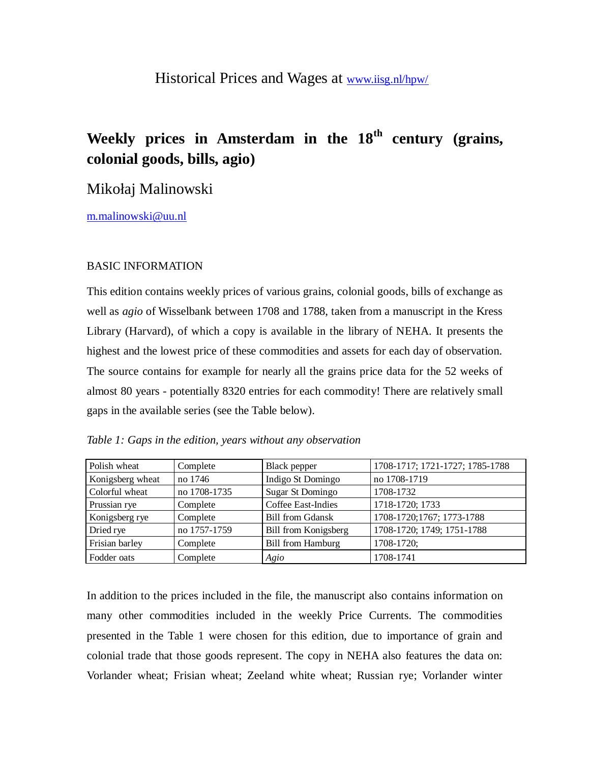Historical Prices and Wages at [www.iisg.nl/hpw/](http://www.iisg.nl/hpw/)

# Weekly prices in Amsterdam in the 18th century (grains, colonial goods, bills, agio)

Mikołaj Malinowski

[m.malinowski@uu.nl](mailto:m.malinowski@uu.nl)

BASIC INFORMATION

This edition contains weekly prices of various grains, colonial goods, bills of exchange as well as *agio* of Wisselbank between 1708 and 1788, taken from a manuscript in the Kress Library (Harvard), of which a copy is available in the library of NEHA. It presents the highest and the lowest price of these commodities and assets for each day of observation. The source contains for example for nearly all the grains price data for the 52 weeks of almost 80 years - potentially 8320 entries for each commodity! There are relatively small gaps in the available series (see the Table below).

*Table 1: Gaps in the edition, years without any observation*

| | | | |
|---|---|---|---|
| Polish wheat | Complete | Black pepper | 1708-1717; 1721-1727; 1785-1788 |
| Konigsberg wheat | no 1746 | Indigo St Domingo | no 1708-1719 |
| Colorful wheat | no 1708-1735 | Sugar St Domingo | 1708-1732 |
| Prussian rye | Complete | Coffee East-Indies | 1718-1720; 1733 |
| Konigsberg rye | Complete | Bill from Gdansk | 1708-1720;1767; 1773-1788 |
| Dried rye | no 1757-1759 | Bill from Konigsberg | 1708-1720; 1749; 1751-1788 |
| Frisian barley | Complete | Bill from Hamburg | 1708-1720; |
| Fodder oats | Complete | *Agio* | 1708-1741 |

In addition to the prices included in the file, the manuscript also contains information on many other commodities included in the weekly Price Currents. The commodities presented in the Table 1 were chosen for this edition, due to importance of grain and colonial trade that those goods represent. The copy in NEHA also features the data on: Vorlander wheat; Frisian wheat; Zeeland white wheat; Russian rye; Vorlander winter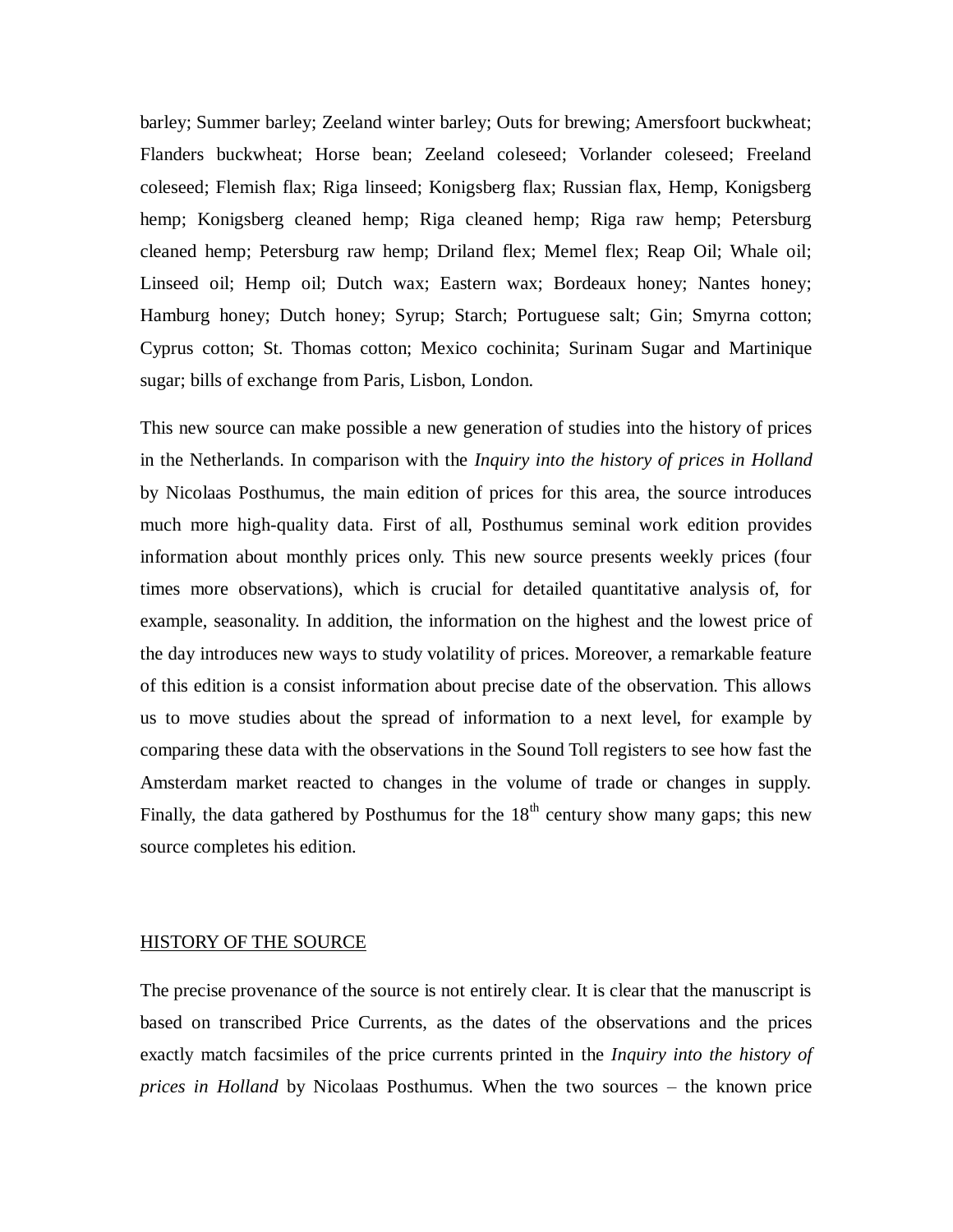barley; Summer barley; Zeeland winter barley; Outs for brewing; Amersfoort buckwheat; Flanders buckwheat; Horse bean; Zeeland coleseed; Vorlander coleseed; Freeland coleseed; Flemish flax; Riga linseed; Konigsberg flax; Russian flax, Hemp, Konigsberg hemp; Konigsberg cleaned hemp; Riga cleaned hemp; Riga raw hemp; Petersburg cleaned hemp; Petersburg raw hemp; Driland flex; Memel flex; Reap Oil; Whale oil; Linseed oil; Hemp oil; Dutch wax; Eastern wax; Bordeaux honey; Nantes honey; Hamburg honey; Dutch honey; Syrup; Starch; Portuguese salt; Gin; Smyrna cotton; Cyprus cotton; St. Thomas cotton; Mexico cochinita; Surinam Sugar and Martinique sugar; bills of exchange from Paris, Lisbon, London.

This new source can make possible a new generation of studies into the history of prices in the Netherlands. In comparison with the *Inquiry into the history of prices in Holland* by Nicolaas Posthumus, the main edition of prices for this area, the source introduces much more high-quality data. First of all, Posthumus seminal work edition provides information about monthly prices only. This new source presents weekly prices (four times more observations), which is crucial for detailed quantitative analysis of, for example, seasonality. In addition, the information on the highest and the lowest price of the day introduces new ways to study volatility of prices. Moreover, a remarkable feature of this edition is a consist information about precise date of the observation. This allows us to move studies about the spread of information to a next level, for example by comparing these data with the observations in the Sound Toll registers to see how fast the Amsterdam market reacted to changes in the volume of trade or changes in supply. Finally, the data gathered by Posthumus for the 18th century show many gaps; this new source completes his edition.

## HISTORY OF THE SOURCE

The precise provenance of the source is not entirely clear. It is clear that the manuscript is based on transcribed Price Currents, as the dates of the observations and the prices exactly match facsimiles of the price currents printed in the *Inquiry into the history of prices in Holland* by Nicolaas Posthumus. When the two sources – the known price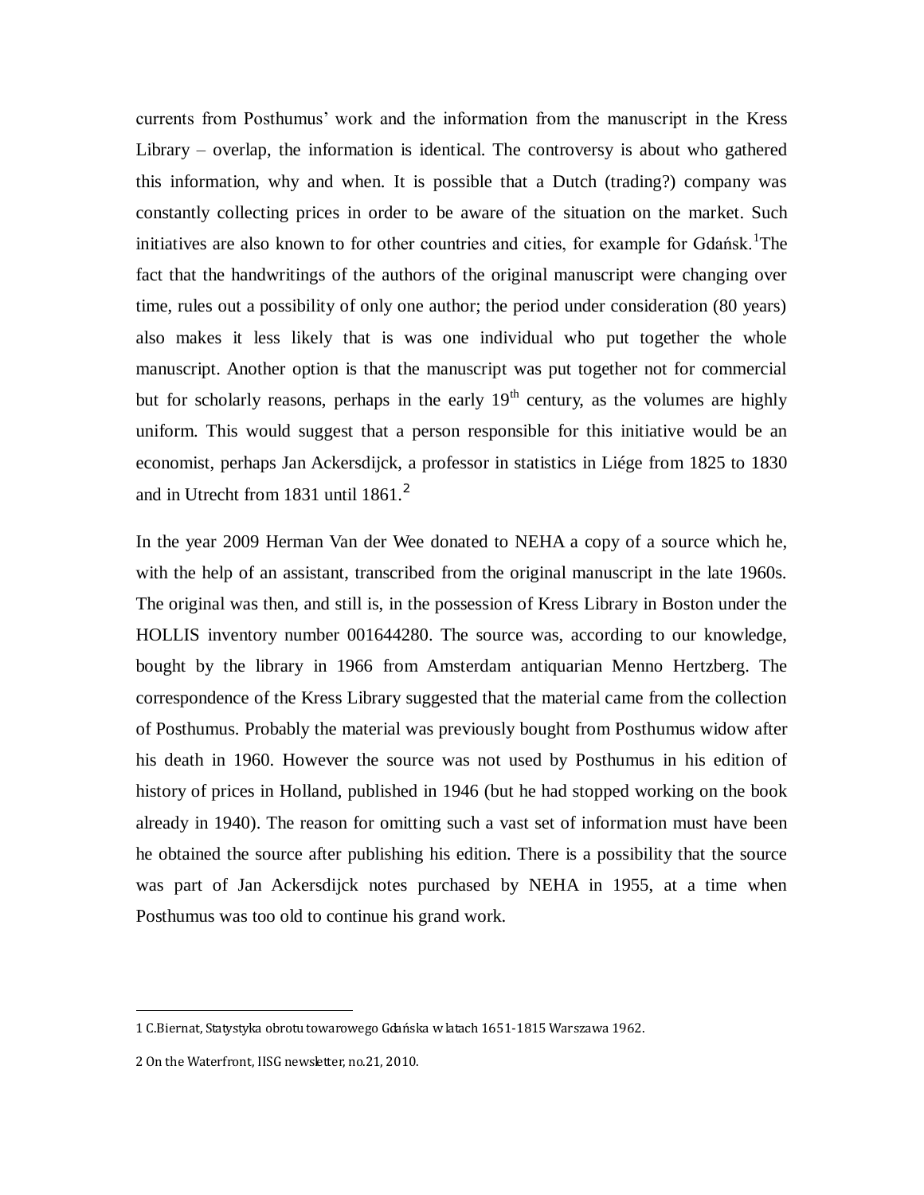currents from Posthumus' work and the information from the manuscript in the Kress Library – overlap, the information is identical. The controversy is about who gathered this information, why and when. It is possible that a Dutch (trading?) company was constantly collecting prices in order to be aware of the situation on the market. Such initiatives are also known to for other countries and cities, for example for Gdańsk.[1]The fact that the handwritings of the authors of the original manuscript were changing over time, rules out a possibility of only one author; the period under consideration (80 years) also makes it less likely that is was one individual who put together the whole manuscript. Another option is that the manuscript was put together not for commercial but for scholarly reasons, perhaps in the early 19th century, as the volumes are highly uniform. This would suggest that a person responsible for this initiative would be an economist, perhaps Jan Ackersdijck, a professor in statistics in Liége from 1825 to 1830 and in Utrecht from 1831 until 1861.[2]

In the year 2009 Herman Van der Wee donated to NEHA a copy of a source which he, with the help of an assistant, transcribed from the original manuscript in the late 1960s. The original was then, and still is, in the possession of Kress Library in Boston under the HOLLIS inventory number 001644280. The source was, according to our knowledge, bought by the library in 1966 from Amsterdam antiquarian Menno Hertzberg. The correspondence of the Kress Library suggested that the material came from the collection of Posthumus. Probably the material was previously bought from Posthumus widow after his death in 1960. However the source was not used by Posthumus in his edition of history of prices in Holland, published in 1946 (but he had stopped working on the book already in 1940). The reason for omitting such a vast set of information must have been he obtained the source after publishing his edition. There is a possibility that the source was part of Jan Ackersdijck notes purchased by NEHA in 1955, at a time when Posthumus was too old to continue his grand work.

---

1 C.Biernat, Statystyka obrotu towarowego Gdańska w latach 1651-1815 Warszawa 1962.

2 On the Waterfront, IISG newsletter, no.21, 2010.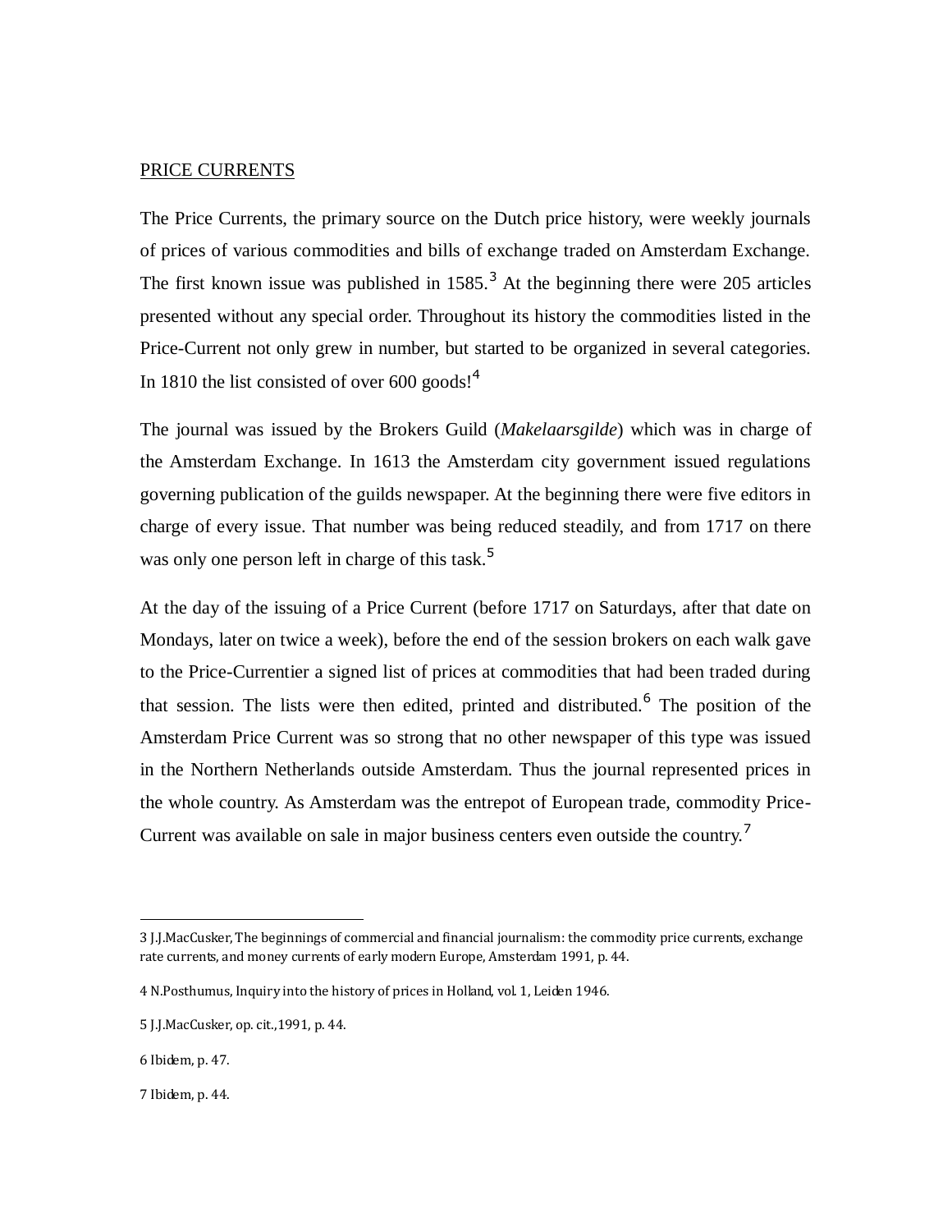PRICE CURRENTS

The Price Currents, the primary source on the Dutch price history, were weekly journals of prices of various commodities and bills of exchange traded on Amsterdam Exchange. The first known issue was published in 1585.[3] At the beginning there were 205 articles presented without any special order. Throughout its history the commodities listed in the Price-Current not only grew in number, but started to be organized in several categories. In 1810 the list consisted of over 600 goods![4]

The journal was issued by the Brokers Guild (*Makelaarsgilde*) which was in charge of the Amsterdam Exchange. In 1613 the Amsterdam city government issued regulations governing publication of the guilds newspaper. At the beginning there were five editors in charge of every issue. That number was being reduced steadily, and from 1717 on there was only one person left in charge of this task.[5]

At the day of the issuing of a Price Current (before 1717 on Saturdays, after that date on Mondays, later on twice a week), before the end of the session brokers on each walk gave to the Price-Currentier a signed list of prices at commodities that had been traded during that session. The lists were then edited, printed and distributed.[6] The position of the Amsterdam Price Current was so strong that no other newspaper of this type was issued in the Northern Netherlands outside Amsterdam. Thus the journal represented prices in the whole country. As Amsterdam was the entrepot of European trade, commodity Price-Current was available on sale in major business centers even outside the country.[7]

---

3 J.J.MacCusker, The beginnings of commercial and financial journalism: the commodity price currents, exchange rate currents, and money currents of early modern Europe, Amsterdam 1991, p. 44.

4 N.Posthumus, Inquiry into the history of prices in Holland, vol. 1, Leiden 1946.

5 J.J.MacCusker, op. cit.,1991, p. 44.

6 Ibidem, p. 47.

7 Ibidem, p. 44.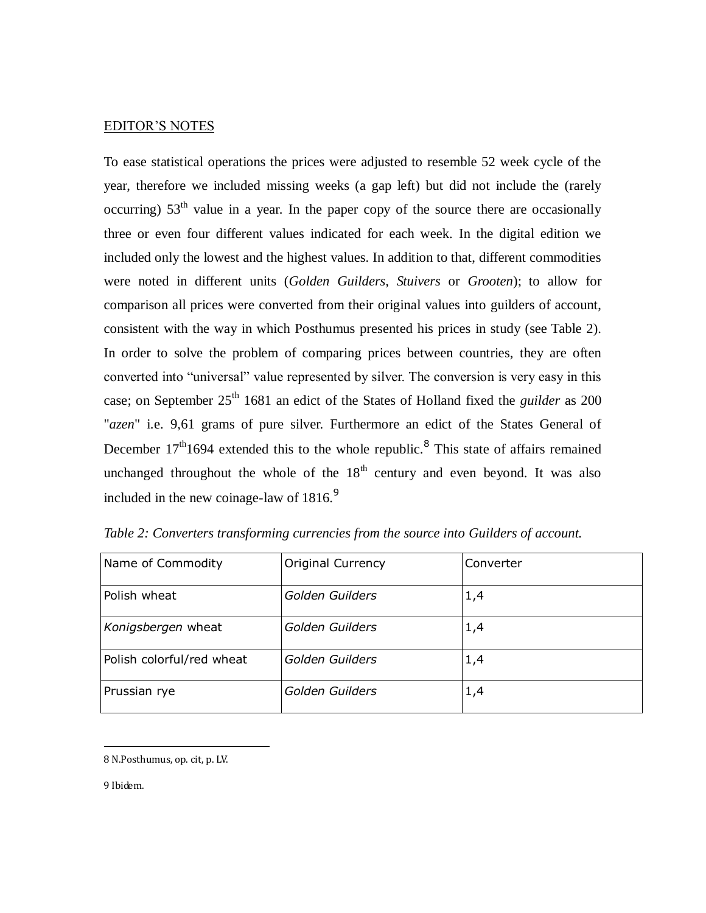EDITOR'S NOTES

To ease statistical operations the prices were adjusted to resemble 52 week cycle of the year, therefore we included missing weeks (a gap left) but did not include the (rarely occurring) 53th value in a year. In the paper copy of the source there are occasionally three or even four different values indicated for each week. In the digital edition we included only the lowest and the highest values. In addition to that, different commodities were noted in different units (*Golden Guilders*, *Stuivers* or *Grooten*); to allow for comparison all prices were converted from their original values into guilders of account, consistent with the way in which Posthumus presented his prices in study (see Table 2). In order to solve the problem of comparing prices between countries, they are often converted into "universal" value represented by silver. The conversion is very easy in this case; on September 25th 1681 an edict of the States of Holland fixed the *guilder* as 200 "*azen*" i.e. 9,61 grams of pure silver. Furthermore an edict of the States General of December 17th1694 extended this to the whole republic.[8] This state of affairs remained unchanged throughout the whole of the 18th century and even beyond. It was also included in the new coinage-law of 1816.[9]

*Table 2: Converters transforming currencies from the source into Guilders of account.*

| Name of Commodity | Original Currency | Converter |
|---|---|---|
| Polish wheat | *Golden Guilders* | 1,4 |
| *Konigsbergen* wheat | *Golden Guilders* | 1,4 |
| Polish colorful/red wheat | *Golden Guilders* | 1,4 |
| Prussian rye | *Golden Guilders* | 1,4 |

8 N.Posthumus, op. cit, p. LV.

9 Ibidem.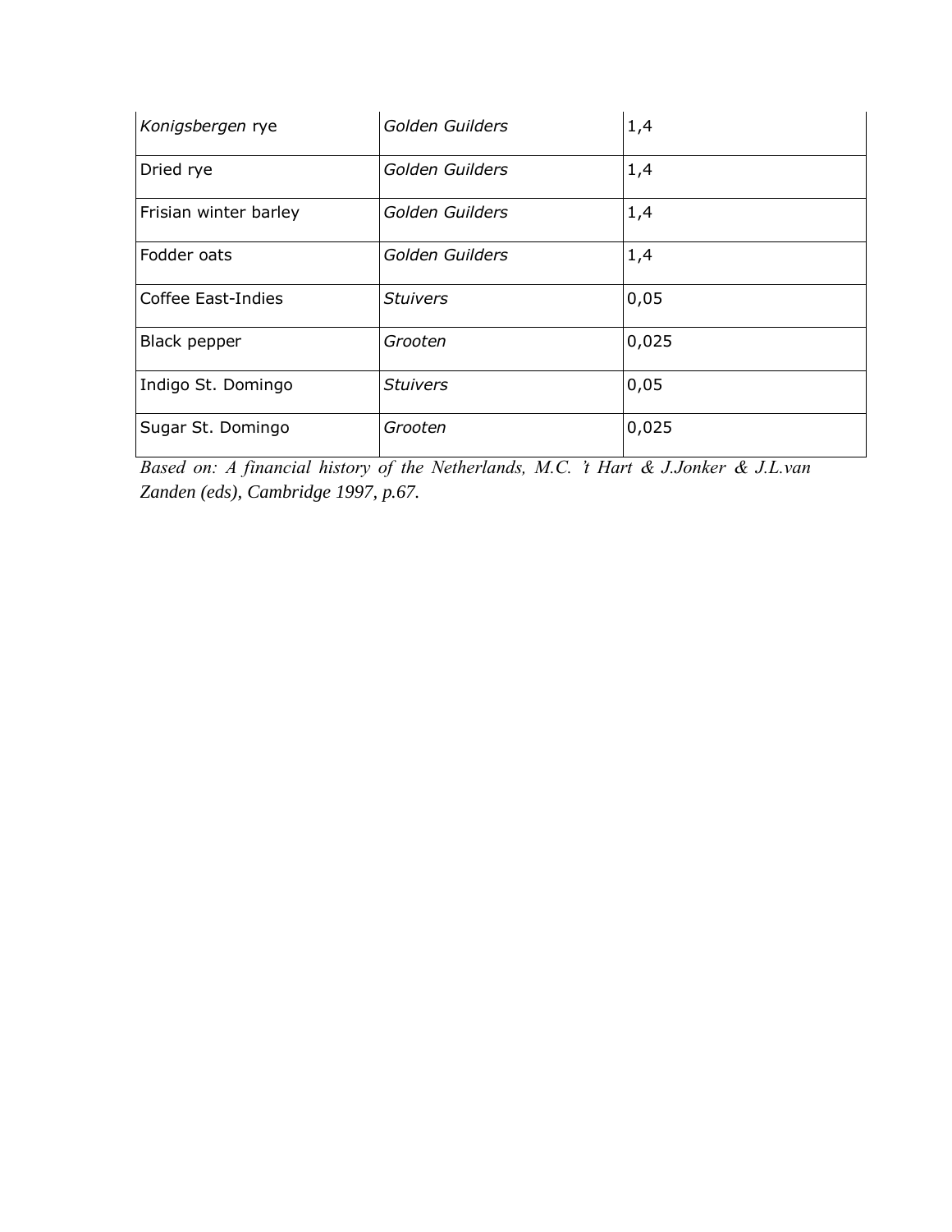| | | |
|---|---|---|
| *Konigsbergen* rye | *Golden Guilders* | 1,4 |
| Dried rye | *Golden Guilders* | 1,4 |
| Frisian winter barley | *Golden Guilders* | 1,4 |
| Fodder oats | *Golden Guilders* | 1,4 |
| Coffee East-Indies | *Stuivers* | 0,05 |
| Black pepper | *Grooten* | 0,025 |
| Indigo St. Domingo | *Stuivers* | 0,05 |
| Sugar St. Domingo | *Grooten* | 0,025 |

*Based on: A financial history of the Netherlands, M.C. 't Hart & J.Jonker & J.L.van Zanden (eds), Cambridge 1997, p.67.*